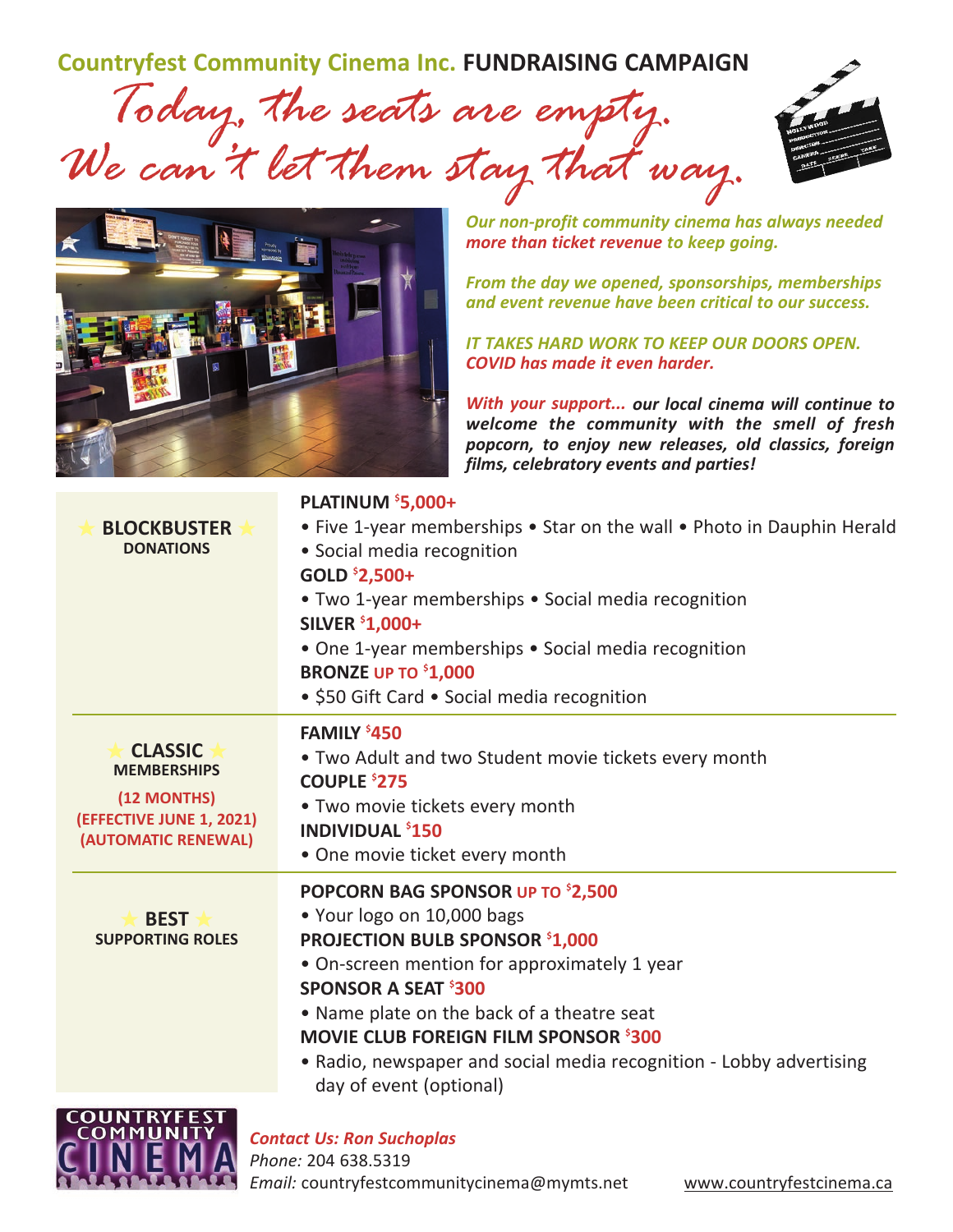# Countryfest Community Cinema Inc. FUNDRAISING CAMPAIGN

## Today, the seats are empty. We can't let them stay that way.

*Our non-profit community cinema has always needed more than ticket revenue to keep going.*

*From the day we opened, sponsorships, memberships and event revenue have been critical to our success.*

*IT TAKES HARD WORK TO KEEP OUR DOORS OPEN. COVID has made it even harder.*

***With your support...*** ***our local cinema will continue to welcome the community with the smell of fresh popcorn, to enjoy new releases, old classics, foreign films, celebratory events and parties!***

| | |
|---|---|
| ★ **BLOCKBUSTER** ★ **DONATIONS** | **PLATINUM $5,000+**<br>• Five 1-year memberships • Star on the wall • Photo in Dauphin Herald<br>• Social media recognition<br>**GOLD $2,500+**<br>• Two 1-year memberships • Social media recognition<br>**SILVER $1,000+**<br>• One 1-year memberships • Social media recognition<br>**BRONZE UP TO $1,000**<br>• $50 Gift Card • Social media recognition |
| ★ **CLASSIC** ★ **MEMBERSHIPS** **(12 MONTHS) (EFFECTIVE JUNE 1, 2021) (AUTOMATIC RENEWAL)** | **FAMILY $450**<br>• Two Adult and two Student movie tickets every month<br>**COUPLE $275**<br>• Two movie tickets every month<br>**INDIVIDUAL $150**<br>• One movie ticket every month |
| ★ **BEST** ★ **SUPPORTING ROLES** | **POPCORN BAG SPONSOR UP TO $2,500**<br>• Your logo on 10,000 bags<br>**PROJECTION BULB SPONSOR $1,000**<br>• On-screen mention for approximately 1 year<br>**SPONSOR A SEAT $300**<br>• Name plate on the back of a theatre seat<br>**MOVIE CLUB FOREIGN FILM SPONSOR $300**<br>• Radio, newspaper and social media recognition - Lobby advertising day of event (optional) |

COUNTRYFEST COMMUNITY CINEMA

***Contact Us: Ron Suchoplas***
*Phone:* 204 638.5319
*Email:* countryfestcommunitycinema@mymts.net

www.countryfestcinema.ca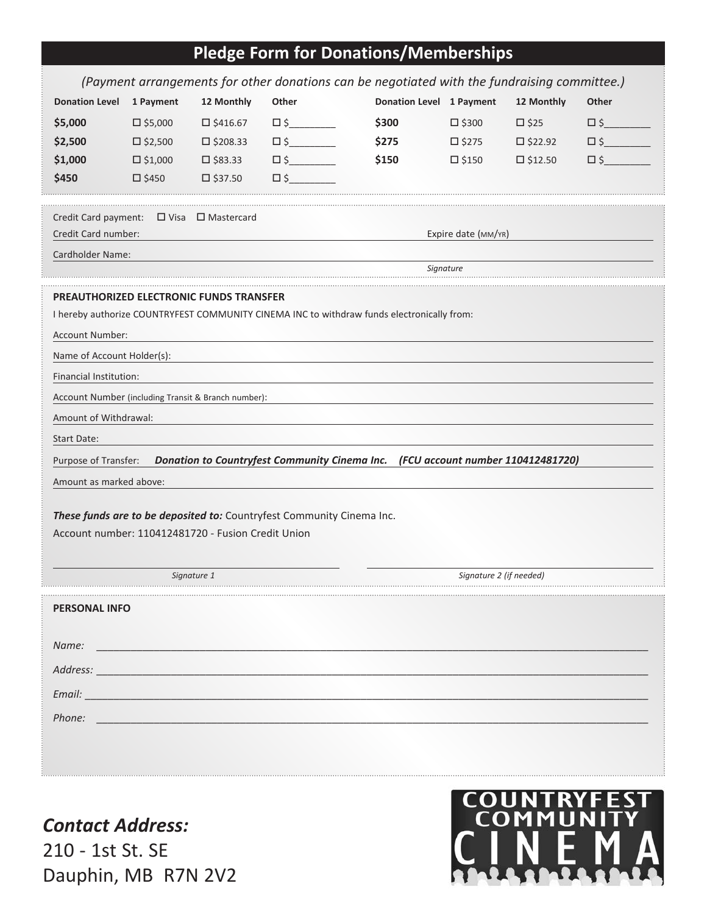# Pledge Form for Donations/Memberships

*(Payment arrangements for other donations can be negotiated with the fundraising committee.)*

| Donation Level | 1 Payment | 12 Monthly | Other | Donation Level | 1 Payment | 12 Monthly | Other |
|---|---|---|---|---|---|---|---|
| **$5,000** | ☐ $5,000 | ☐ $416.67 | ☐ $________ | **$300** | ☐ $300 | ☐ $25 | ☐ $________ |
| **$2,500** | ☐ $2,500 | ☐ $208.33 | ☐ $________ | **$275** | ☐ $275 | ☐ $22.92 | ☐ $________ |
| **$1,000** | ☐ $1,000 | ☐ $83.33 | ☐ $________ | **$150** | ☐ $150 | ☐ $12.50 | ☐ $________ |
| **$450** | ☐ $450 | ☐ $37.50 | ☐ $________ | | | | |

Credit Card payment: ☐ Visa ☐ Mastercard

Credit Card number: ______________________ Expire date (MM/YR) ______________

Cardholder Name: ______________________

*Signature*

**PREAUTHORIZED ELECTRONIC FUNDS TRANSFER**

I hereby authorize COUNTRYFEST COMMUNITY CINEMA INC to withdraw funds electronically from:

Account Number: ______________________

Name of Account Holder(s): ______________________

Financial Institution: ______________________

Account Number (including Transit & Branch number): ______________________

Amount of Withdrawal: ______________________

Start Date: ______________________

Purpose of Transfer: ***Donation to Countryfest Community Cinema Inc. (FCU account number 110412481720)***

Amount as marked above: ______________________

***These funds are to be deposited to:*** Countryfest Community Cinema Inc.

Account number: 110412481720 - Fusion Credit Union

______________________ ______________________

*Signature 1* *Signature 2 (if needed)*

**PERSONAL INFO**

*Name:* ______________________

*Address:* ______________________

*Email:* ______________________

*Phone:* ______________________

## *Contact Address:*

210 - 1st St. SE

Dauphin, MB R7N 2V2

COUNTRYFEST COMMUNITY CINEMA